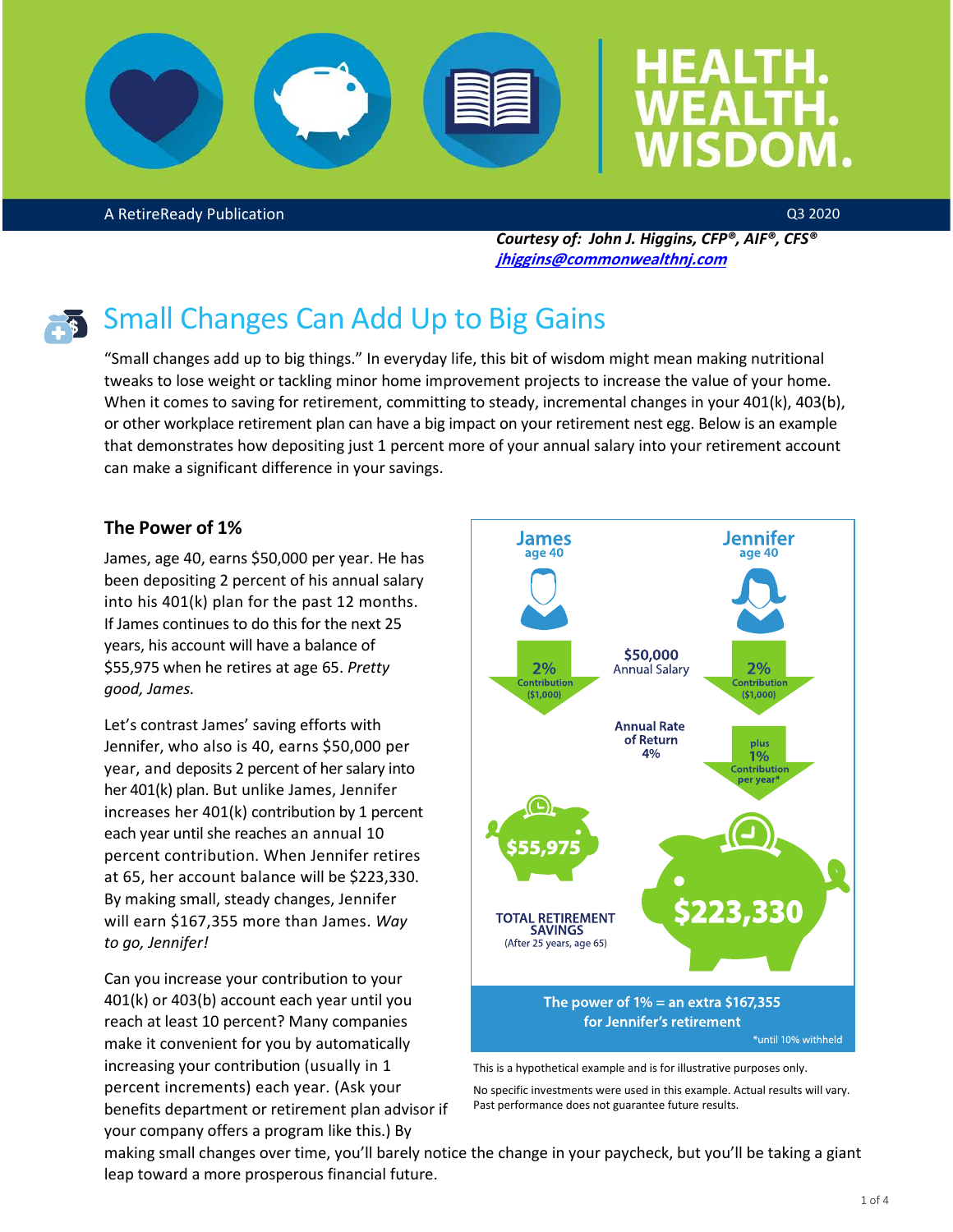# HEALTH. WEALTH. WISDOM.

A RetireReady Publication

Q3 2020

***Courtesy of: John J. Higgins, CFP®, AIF®, CFS®***
***jhiggins@commonwealthnj.com***

## Small Changes Can Add Up to Big Gains

"Small changes add up to big things." In everyday life, this bit of wisdom might mean making nutritional tweaks to lose weight or tackling minor home improvement projects to increase the value of your home. When it comes to saving for retirement, committing to steady, incremental changes in your 401(k), 403(b), or other workplace retirement plan can have a big impact on your retirement nest egg. Below is an example that demonstrates how depositing just 1 percent more of your annual salary into your retirement account can make a significant difference in your savings.

### The Power of 1%

James, age 40, earns $50,000 per year. He has been depositing 2 percent of his annual salary into his 401(k) plan for the past 12 months. If James continues to do this for the next 25 years, his account will have a balance of $55,975 when he retires at age 65. *Pretty good, James.*

Let's contrast James' saving efforts with Jennifer, who also is 40, earns $50,000 per year, and deposits 2 percent of her salary into her 401(k) plan. But unlike James, Jennifer increases her 401(k) contribution by 1 percent each year until she reaches an annual 10 percent contribution. When Jennifer retires at 65, her account balance will be $223,330. By making small, steady changes, Jennifer will earn $167,355 more than James. *Way to go, Jennifer!*

Can you increase your contribution to your 401(k) or 403(b) account each year until you reach at least 10 percent? Many companies make it convenient for you by automatically increasing your contribution (usually in 1 percent increments) each year. (Ask your benefits department or retirement plan advisor if your company offers a program like this.) By making small changes over time, you'll barely notice the change in your paycheck, but you'll be taking a giant leap toward a more prosperous financial future.

**James** age 40 — **2%** Contribution ($1,000)

**Jennifer** age 40 — **2%** Contribution ($1,000); plus **1%** Contribution per year*

**$50,000** Annual Salary

Annual Rate of Return 4%

TOTAL RETIREMENT SAVINGS (After 25 years, age 65)

James: **$55,975**

Jennifer: **$223,330**

**The power of 1% = an extra $167,355 for Jennifer's retirement**

*until 10% withheld

This is a hypothetical example and is for illustrative purposes only.

No specific investments were used in this example. Actual results will vary. Past performance does not guarantee future results.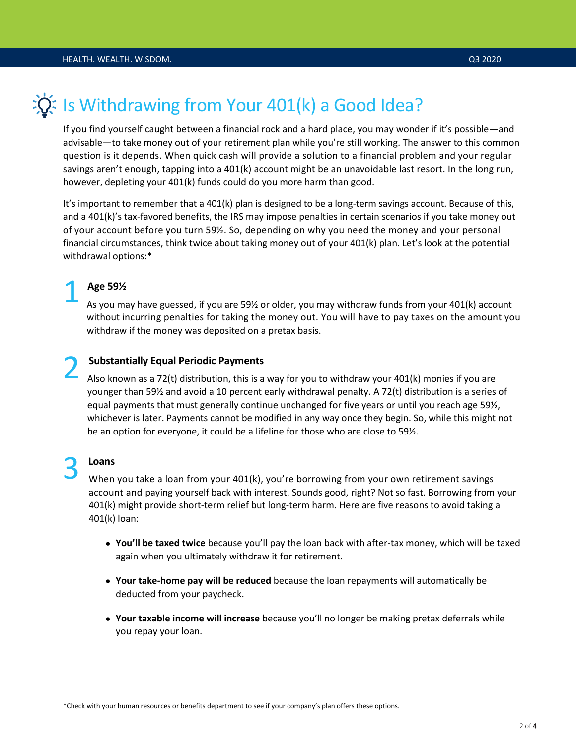# Is Withdrawing from Your 401(k) a Good Idea?

If you find yourself caught between a financial rock and a hard place, you may wonder if it's possible—and advisable—to take money out of your retirement plan while you're still working. The answer to this common question is it depends. When quick cash will provide a solution to a financial problem and your regular savings aren't enough, tapping into a 401(k) account might be an unavoidable last resort. In the long run, however, depleting your 401(k) funds could do you more harm than good.

It's important to remember that a 401(k) plan is designed to be a long-term savings account. Because of this, and a 401(k)'s tax-favored benefits, the IRS may impose penalties in certain scenarios if you take money out of your account before you turn 59½. So, depending on why you need the money and your personal financial circumstances, think twice about taking money out of your 401(k) plan. Let's look at the potential withdrawal options:*

## 1 Age 59½

As you may have guessed, if you are 59½ or older, you may withdraw funds from your 401(k) account without incurring penalties for taking the money out. You will have to pay taxes on the amount you withdraw if the money was deposited on a pretax basis.

## 2 Substantially Equal Periodic Payments

Also known as a 72(t) distribution, this is a way for you to withdraw your 401(k) monies if you are younger than 59½ and avoid a 10 percent early withdrawal penalty. A 72(t) distribution is a series of equal payments that must generally continue unchanged for five years or until you reach age 59½, whichever is later. Payments cannot be modified in any way once they begin. So, while this might not be an option for everyone, it could be a lifeline for those who are close to 59½.

## 3 Loans

When you take a loan from your 401(k), you're borrowing from your own retirement savings account and paying yourself back with interest. Sounds good, right? Not so fast. Borrowing from your 401(k) might provide short-term relief but long-term harm. Here are five reasons to avoid taking a 401(k) loan:

- **You'll be taxed twice** because you'll pay the loan back with after-tax money, which will be taxed again when you ultimately withdraw it for retirement.
- **Your take-home pay will be reduced** because the loan repayments will automatically be deducted from your paycheck.
- **Your taxable income will increase** because you'll no longer be making pretax deferrals while you repay your loan.

*Check with your human resources or benefits department to see if your company's plan offers these options.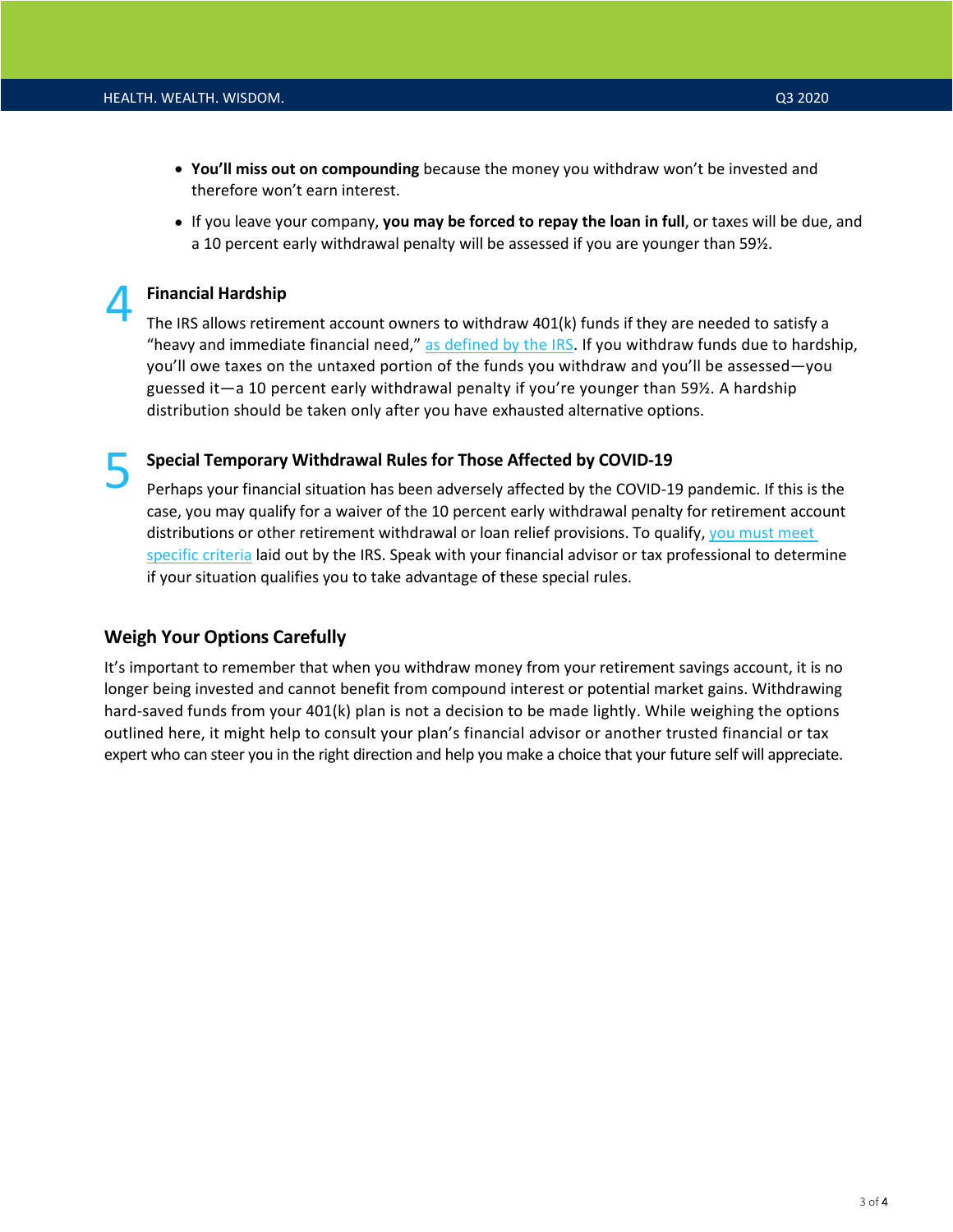- **You'll miss out on compounding** because the money you withdraw won't be invested and therefore won't earn interest.
- If you leave your company, **you may be forced to repay the loan in full**, or taxes will be due, and a 10 percent early withdrawal penalty will be assessed if you are younger than 59½.

### 4 Financial Hardship

The IRS allows retirement account owners to withdraw 401(k) funds if they are needed to satisfy a "heavy and immediate financial need," as defined by the IRS. If you withdraw funds due to hardship, you'll owe taxes on the untaxed portion of the funds you withdraw and you'll be assessed—you guessed it—a 10 percent early withdrawal penalty if you're younger than 59½. A hardship distribution should be taken only after you have exhausted alternative options.

### 5 Special Temporary Withdrawal Rules for Those Affected by COVID-19

Perhaps your financial situation has been adversely affected by the COVID-19 pandemic. If this is the case, you may qualify for a waiver of the 10 percent early withdrawal penalty for retirement account distributions or other retirement withdrawal or loan relief provisions. To qualify, you must meet specific criteria laid out by the IRS. Speak with your financial advisor or tax professional to determine if your situation qualifies you to take advantage of these special rules.

## Weigh Your Options Carefully

It's important to remember that when you withdraw money from your retirement savings account, it is no longer being invested and cannot benefit from compound interest or potential market gains. Withdrawing hard-saved funds from your 401(k) plan is not a decision to be made lightly. While weighing the options outlined here, it might help to consult your plan's financial advisor or another trusted financial or tax expert who can steer you in the right direction and help you make a choice that your future self will appreciate.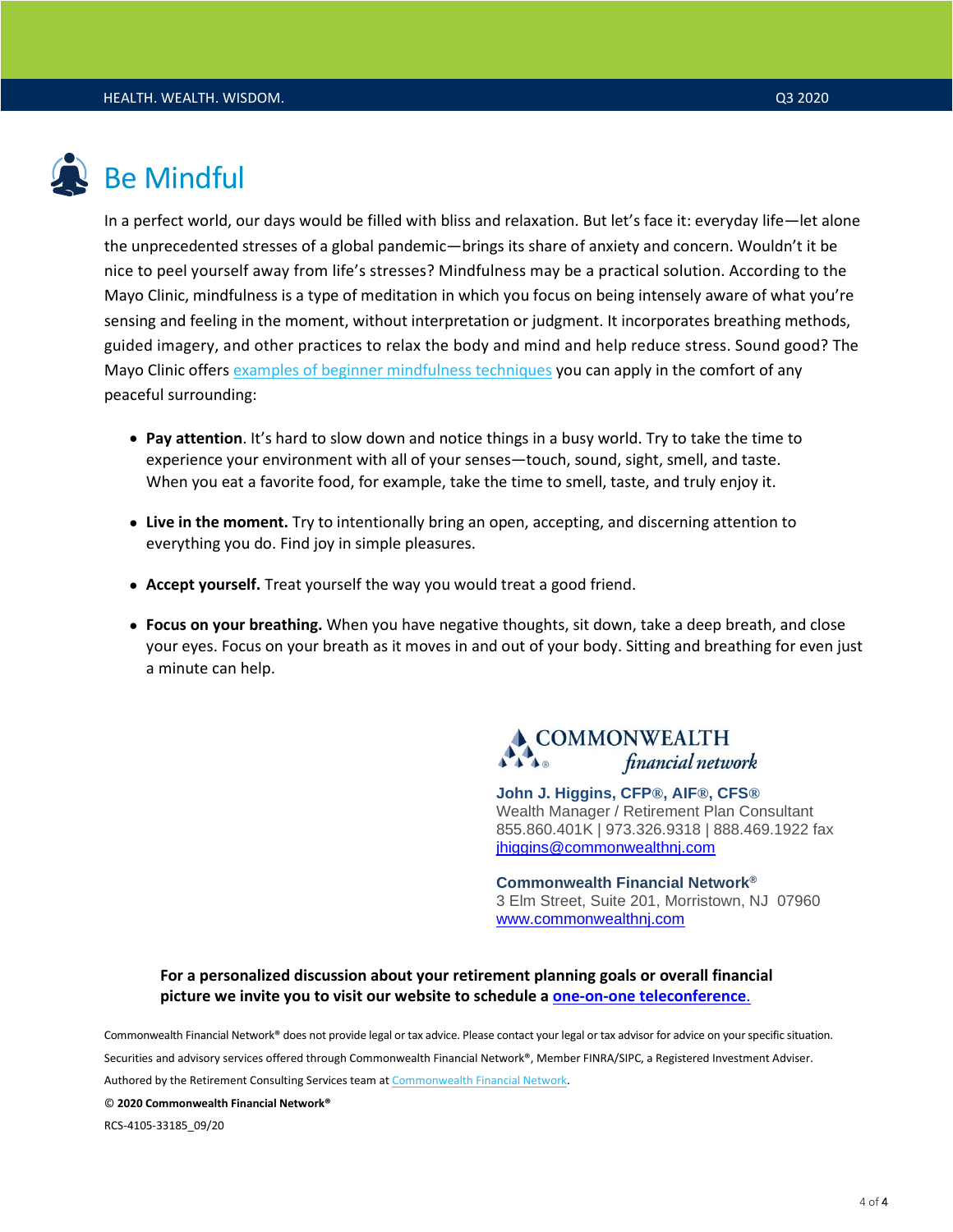# Be Mindful

In a perfect world, our days would be filled with bliss and relaxation. But let's face it: everyday life—let alone the unprecedented stresses of a global pandemic—brings its share of anxiety and concern. Wouldn't it be nice to peel yourself away from life's stresses? Mindfulness may be a practical solution. According to the Mayo Clinic, mindfulness is a type of meditation in which you focus on being intensely aware of what you're sensing and feeling in the moment, without interpretation or judgment. It incorporates breathing methods, guided imagery, and other practices to relax the body and mind and help reduce stress. Sound good? The Mayo Clinic offers examples of beginner mindfulness techniques you can apply in the comfort of any peaceful surrounding:

- **Pay attention**. It's hard to slow down and notice things in a busy world. Try to take the time to experience your environment with all of your senses—touch, sound, sight, smell, and taste. When you eat a favorite food, for example, take the time to smell, taste, and truly enjoy it.
- **Live in the moment.** Try to intentionally bring an open, accepting, and discerning attention to everything you do. Find joy in simple pleasures.
- **Accept yourself.** Treat yourself the way you would treat a good friend.
- **Focus on your breathing.** When you have negative thoughts, sit down, take a deep breath, and close your eyes. Focus on your breath as it moves in and out of your body. Sitting and breathing for even just a minute can help.

COMMONWEALTH *financial network*

**John J. Higgins, CFP®, AIF®, CFS®**
Wealth Manager / Retirement Plan Consultant
855.860.401K | 973.326.9318 | 888.469.1922 fax
jhiggins@commonwealthnj.com

**Commonwealth Financial Network®**
3 Elm Street, Suite 201, Morristown, NJ 07960
www.commonwealthnj.com

**For a personalized discussion about your retirement planning goals or overall financial picture we invite you to visit our website to schedule a one-on-one teleconference.**

Commonwealth Financial Network® does not provide legal or tax advice. Please contact your legal or tax advisor for advice on your specific situation.

Securities and advisory services offered through Commonwealth Financial Network®, Member FINRA/SIPC, a Registered Investment Adviser.

Authored by the Retirement Consulting Services team at Commonwealth Financial Network.

**© 2020 Commonwealth Financial Network®**

RCS-4105-33185_09/20